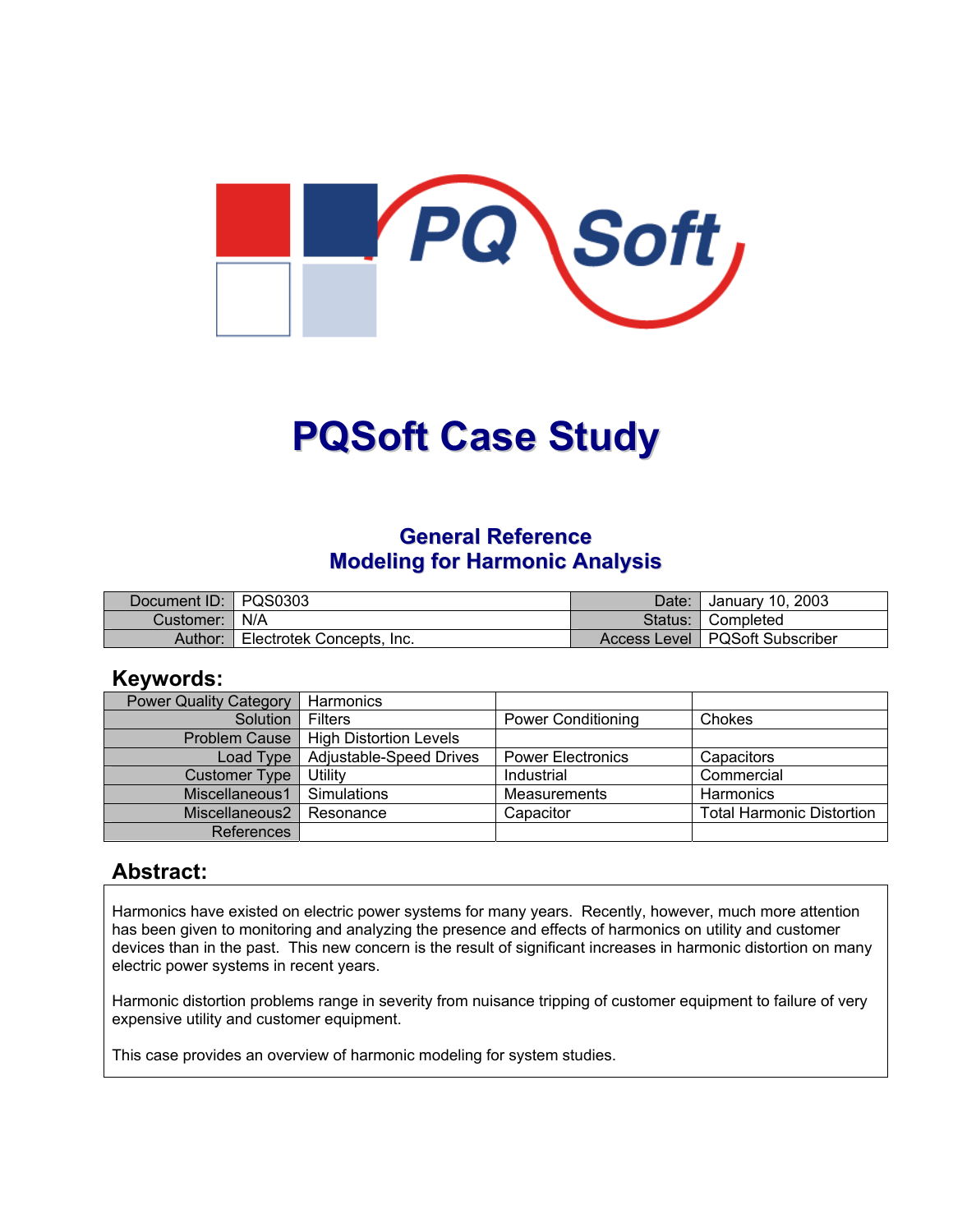# PQSoft Case Study

## General Reference
## Modeling for Harmonic Analysis

| Document ID: | PQS0303 | Date: | January 10, 2003 |
|---|---|---|---|
| Customer: | N/A | Status: | Completed |
| Author: | Electrotek Concepts, Inc. | Access Level | PQSoft Subscriber |

## Keywords:

| Power Quality Category | Harmonics | | |
|---|---|---|---|
| Solution | Filters | Power Conditioning | Chokes |
| Problem Cause | High Distortion Levels | | |
| Load Type | Adjustable-Speed Drives | Power Electronics | Capacitors |
| Customer Type | Utility | Industrial | Commercial |
| Miscellaneous1 | Simulations | Measurements | Harmonics |
| Miscellaneous2 | Resonance | Capacitor | Total Harmonic Distortion |
| References | | | |

## Abstract:

Harmonics have existed on electric power systems for many years. Recently, however, much more attention has been given to monitoring and analyzing the presence and effects of harmonics on utility and customer devices than in the past. This new concern is the result of significant increases in harmonic distortion on many electric power systems in recent years.

Harmonic distortion problems range in severity from nuisance tripping of customer equipment to failure of very expensive utility and customer equipment.

This case provides an overview of harmonic modeling for system studies.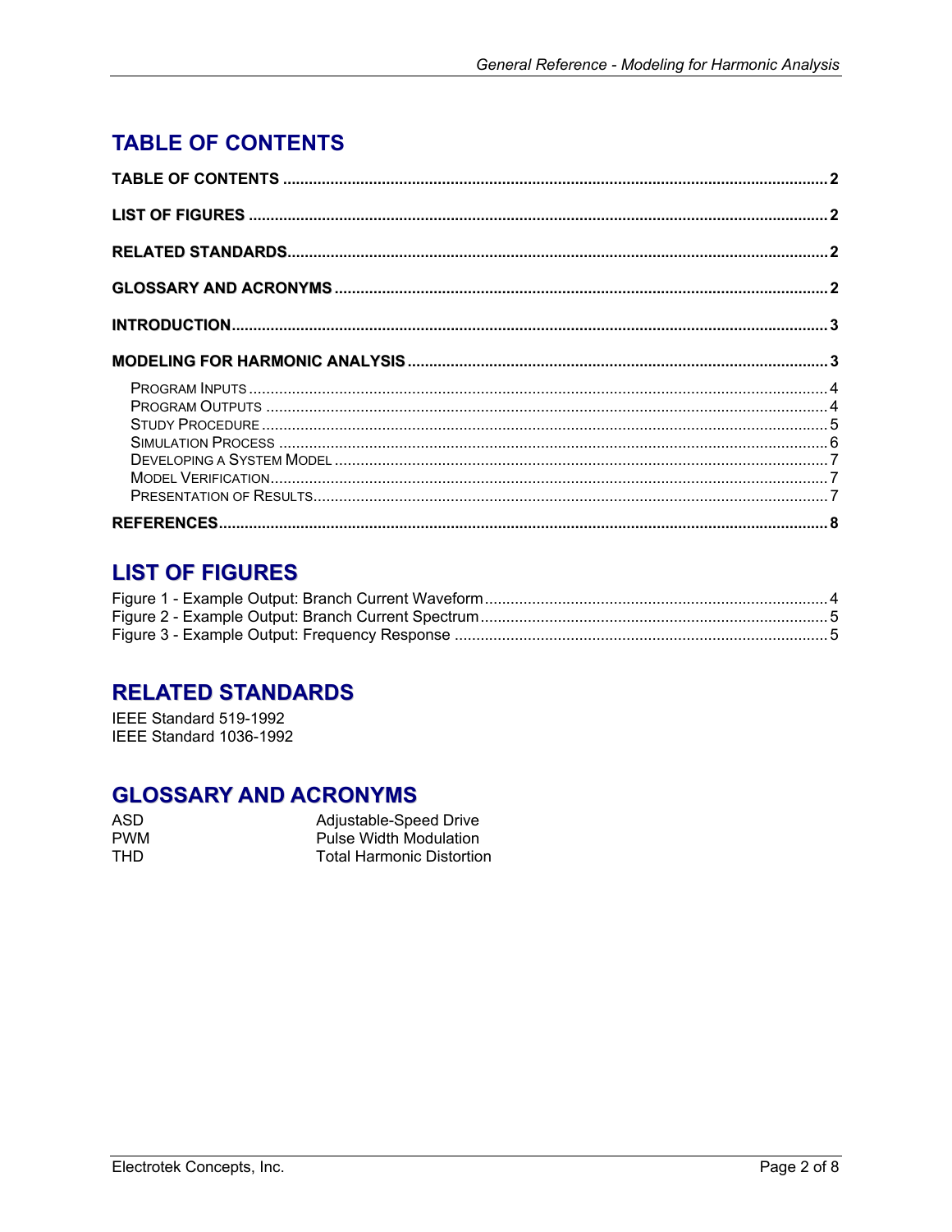# TABLE OF CONTENTS

**TABLE OF CONTENTS** ..... 2

**LIST OF FIGURES** ..... 2

**RELATED STANDARDS** ..... 2

**GLOSSARY AND ACRONYMS** ..... 2

**INTRODUCTION** ..... 3

**MODELING FOR HARMONIC ANALYSIS** ..... 3

- Program Inputs ..... 4
- Program Outputs ..... 4
- Study Procedure ..... 5
- Simulation Process ..... 6
- Developing a System Model ..... 7
- Model Verification ..... 7
- Presentation of Results ..... 7

**REFERENCES** ..... 8

# LIST OF FIGURES

Figure 1 - Example Output: Branch Current Waveform ..... 4
Figure 2 - Example Output: Branch Current Spectrum ..... 5
Figure 3 - Example Output: Frequency Response ..... 5

# RELATED STANDARDS

IEEE Standard 519-1992
IEEE Standard 1036-1992

# GLOSSARY AND ACRONYMS

| | |
|---|---|
| ASD | Adjustable-Speed Drive |
| PWM | Pulse Width Modulation |
| THD | Total Harmonic Distortion |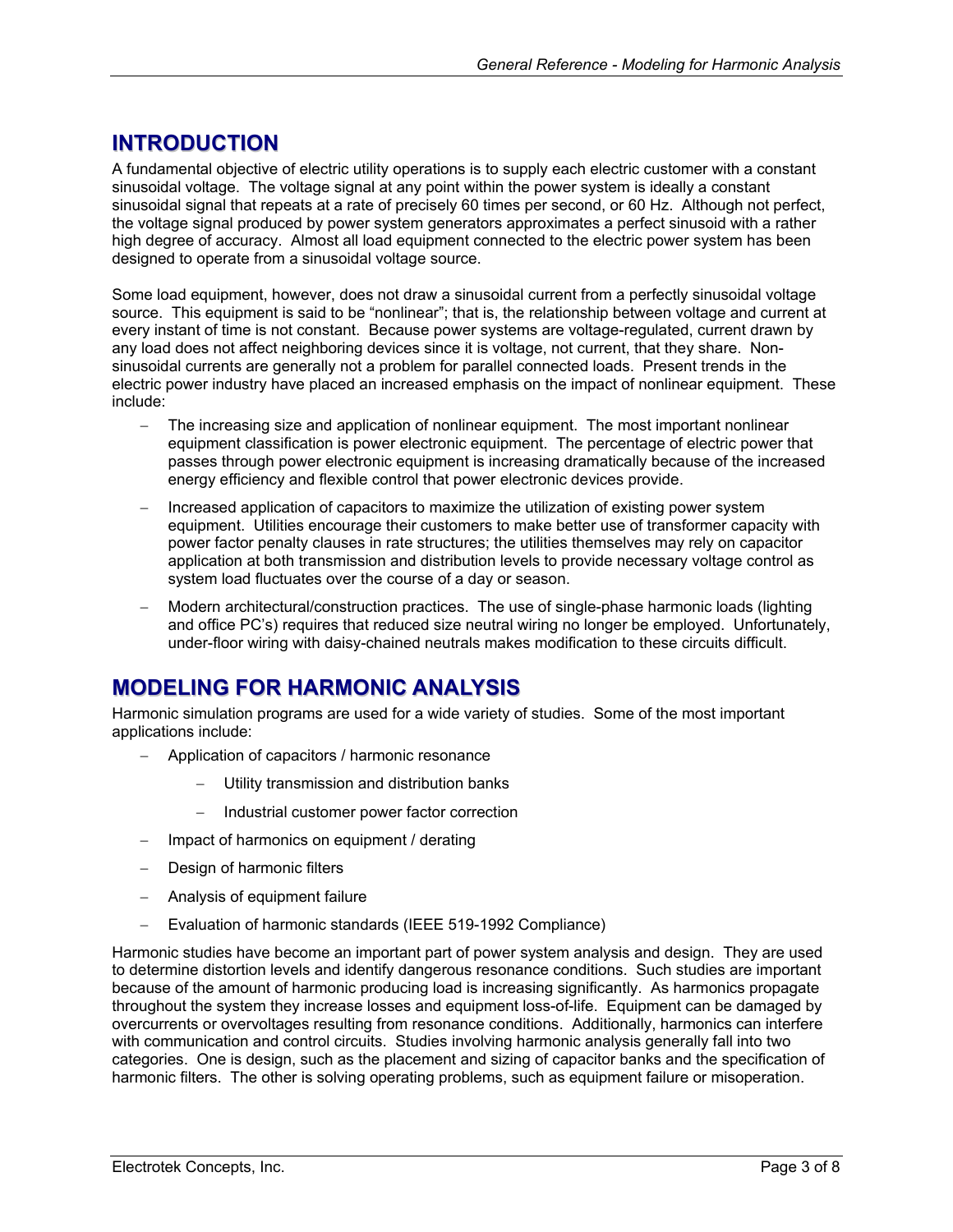# INTRODUCTION

A fundamental objective of electric utility operations is to supply each electric customer with a constant sinusoidal voltage. The voltage signal at any point within the power system is ideally a constant sinusoidal signal that repeats at a rate of precisely 60 times per second, or 60 Hz. Although not perfect, the voltage signal produced by power system generators approximates a perfect sinusoid with a rather high degree of accuracy. Almost all load equipment connected to the electric power system has been designed to operate from a sinusoidal voltage source.

Some load equipment, however, does not draw a sinusoidal current from a perfectly sinusoidal voltage source. This equipment is said to be "nonlinear"; that is, the relationship between voltage and current at every instant of time is not constant. Because power systems are voltage-regulated, current drawn by any load does not affect neighboring devices since it is voltage, not current, that they share. Non-sinusoidal currents are generally not a problem for parallel connected loads. Present trends in the electric power industry have placed an increased emphasis on the impact of nonlinear equipment. These include:

- The increasing size and application of nonlinear equipment. The most important nonlinear equipment classification is power electronic equipment. The percentage of electric power that passes through power electronic equipment is increasing dramatically because of the increased energy efficiency and flexible control that power electronic devices provide.
- Increased application of capacitors to maximize the utilization of existing power system equipment. Utilities encourage their customers to make better use of transformer capacity with power factor penalty clauses in rate structures; the utilities themselves may rely on capacitor application at both transmission and distribution levels to provide necessary voltage control as system load fluctuates over the course of a day or season.
- Modern architectural/construction practices. The use of single-phase harmonic loads (lighting and office PC's) requires that reduced size neutral wiring no longer be employed. Unfortunately, under-floor wiring with daisy-chained neutrals makes modification to these circuits difficult.

# MODELING FOR HARMONIC ANALYSIS

Harmonic simulation programs are used for a wide variety of studies. Some of the most important applications include:

- Application of capacitors / harmonic resonance
  - Utility transmission and distribution banks
  - Industrial customer power factor correction
- Impact of harmonics on equipment / derating
- Design of harmonic filters
- Analysis of equipment failure
- Evaluation of harmonic standards (IEEE 519-1992 Compliance)

Harmonic studies have become an important part of power system analysis and design. They are used to determine distortion levels and identify dangerous resonance conditions. Such studies are important because of the amount of harmonic producing load is increasing significantly. As harmonics propagate throughout the system they increase losses and equipment loss-of-life. Equipment can be damaged by overcurrents or overvoltages resulting from resonance conditions. Additionally, harmonics can interfere with communication and control circuits. Studies involving harmonic analysis generally fall into two categories. One is design, such as the placement and sizing of capacitor banks and the specification of harmonic filters. The other is solving operating problems, such as equipment failure or misoperation.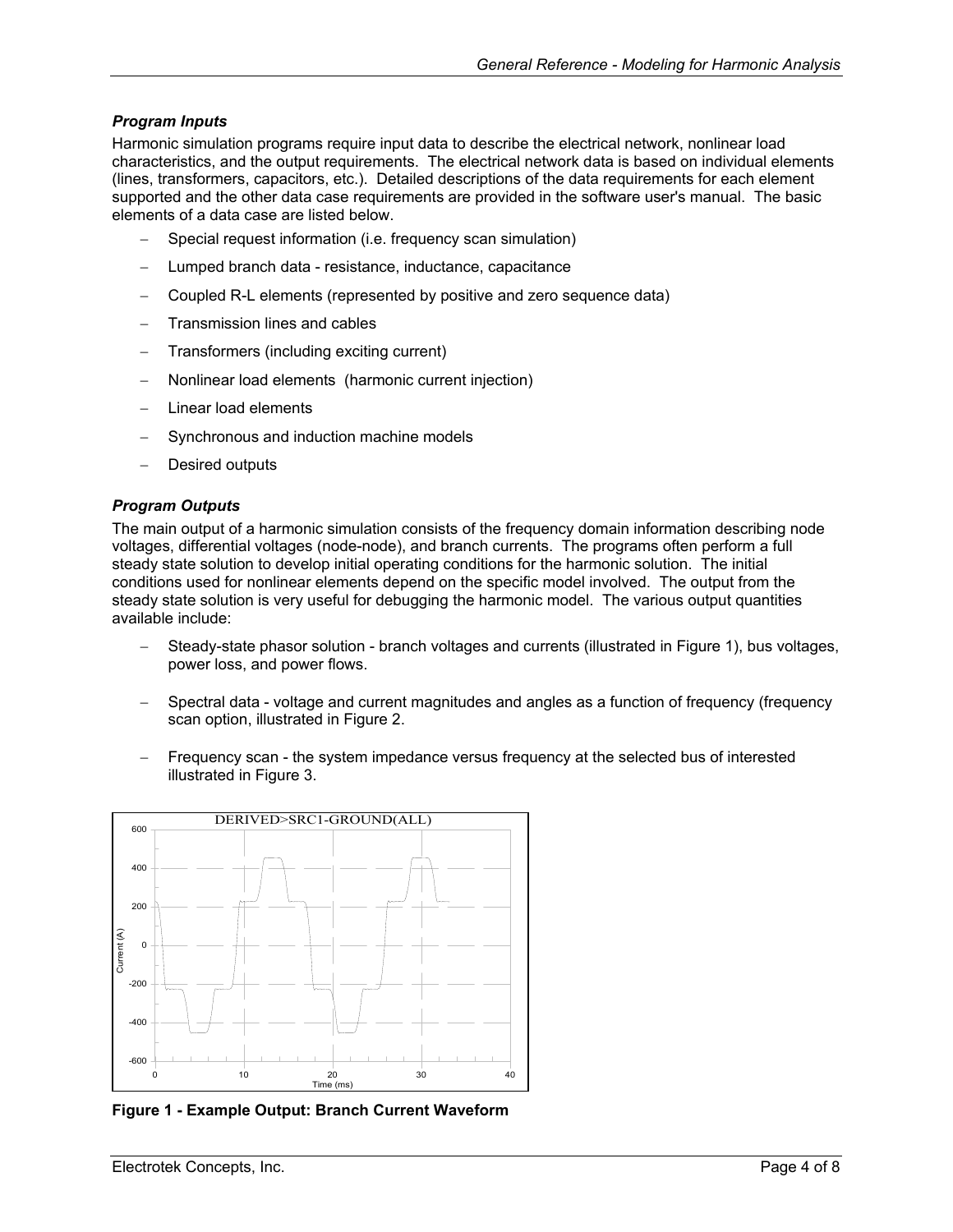### Program Inputs

Harmonic simulation programs require input data to describe the electrical network, nonlinear load characteristics, and the output requirements. The electrical network data is based on individual elements (lines, transformers, capacitors, etc.). Detailed descriptions of the data requirements for each element supported and the other data case requirements are provided in the software user's manual. The basic elements of a data case are listed below.

- Special request information (i.e. frequency scan simulation)
- Lumped branch data - resistance, inductance, capacitance
- Coupled R-L elements (represented by positive and zero sequence data)
- Transmission lines and cables
- Transformers (including exciting current)
- Nonlinear load elements (harmonic current injection)
- Linear load elements
- Synchronous and induction machine models
- Desired outputs

### Program Outputs

The main output of a harmonic simulation consists of the frequency domain information describing node voltages, differential voltages (node-node), and branch currents. The programs often perform a full steady state solution to develop initial operating conditions for the harmonic solution. The initial conditions used for nonlinear elements depend on the specific model involved. The output from the steady state solution is very useful for debugging the harmonic model. The various output quantities available include:

- Steady-state phasor solution - branch voltages and currents (illustrated in Figure 1), bus voltages, power loss, and power flows.
- Spectral data - voltage and current magnitudes and angles as a function of frequency (frequency scan option, illustrated in Figure 2.
- Frequency scan - the system impedance versus frequency at the selected bus of interested illustrated in Figure 3.

**Figure 1 - Example Output: Branch Current Waveform**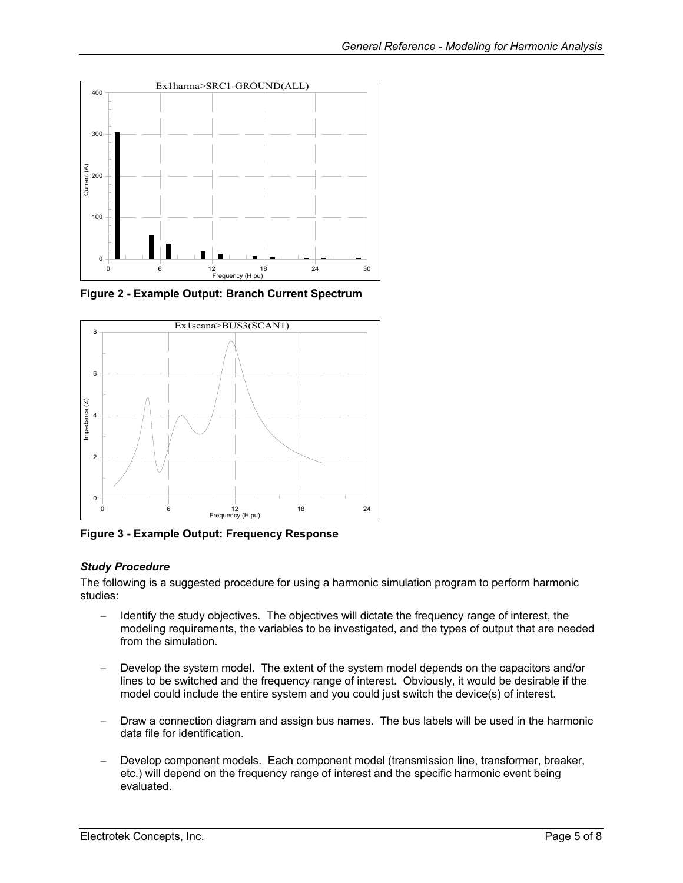**Figure 2 - Example Output: Branch Current Spectrum**

**Figure 3 - Example Output: Frequency Response**

### *Study Procedure*

The following is a suggested procedure for using a harmonic simulation program to perform harmonic studies:

- Identify the study objectives. The objectives will dictate the frequency range of interest, the modeling requirements, the variables to be investigated, and the types of output that are needed from the simulation.
- Develop the system model. The extent of the system model depends on the capacitors and/or lines to be switched and the frequency range of interest. Obviously, it would be desirable if the model could include the entire system and you could just switch the device(s) of interest.
- Draw a connection diagram and assign bus names. The bus labels will be used in the harmonic data file for identification.
- Develop component models. Each component model (transmission line, transformer, breaker, etc.) will depend on the frequency range of interest and the specific harmonic event being evaluated.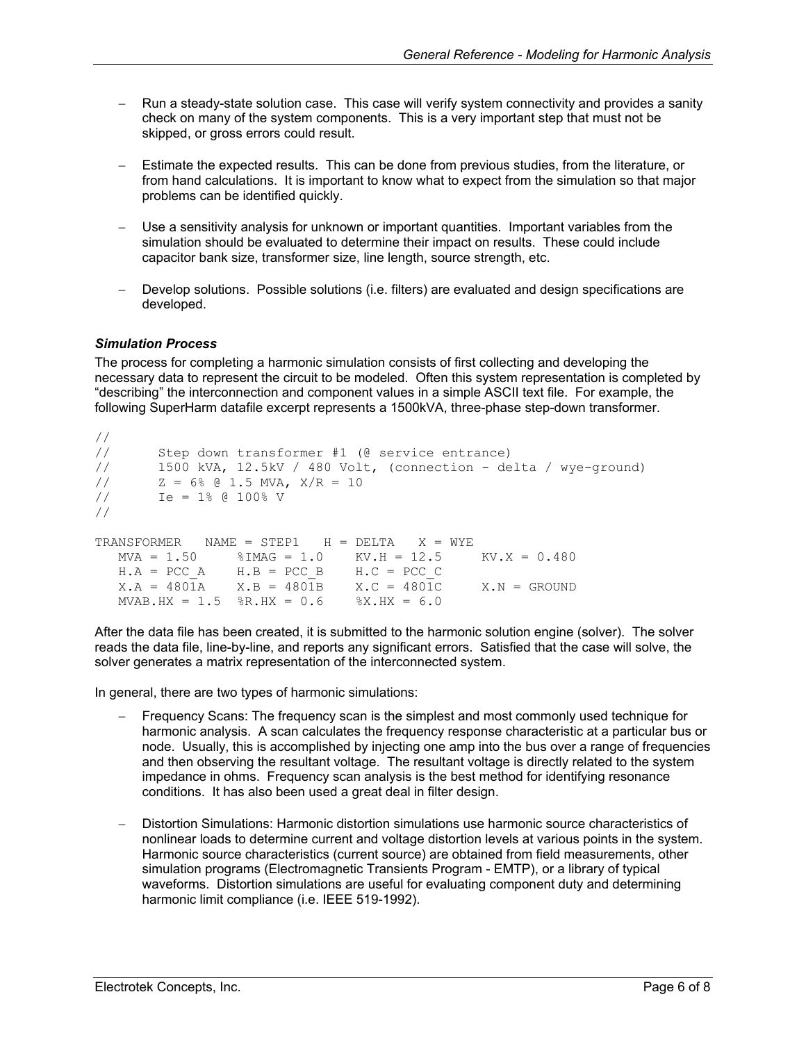- Run a steady-state solution case. This case will verify system connectivity and provides a sanity check on many of the system components. This is a very important step that must not be skipped, or gross errors could result.

- Estimate the expected results. This can be done from previous studies, from the literature, or from hand calculations. It is important to know what to expect from the simulation so that major problems can be identified quickly.

- Use a sensitivity analysis for unknown or important quantities. Important variables from the simulation should be evaluated to determine their impact on results. These could include capacitor bank size, transformer size, line length, source strength, etc.

- Develop solutions. Possible solutions (i.e. filters) are evaluated and design specifications are developed.

### *Simulation Process*

The process for completing a harmonic simulation consists of first collecting and developing the necessary data to represent the circuit to be modeled. Often this system representation is completed by "describing" the interconnection and component values in a simple ASCII text file. For example, the following SuperHarm datafile excerpt represents a 1500kVA, three-phase step-down transformer.

```
//
//      Step down transformer #1 (@ service entrance)
//      1500 kVA, 12.5kV / 480 Volt, (connection - delta / wye-ground)
//      Z = 6% @ 1.5 MVA, X/R = 10
//      Ie = 1% @ 100% V
//

TRANSFORMER   NAME = STEP1   H = DELTA   X = WYE
   MVA = 1.50     %IMAG = 1.0    KV.H = 12.5     KV.X = 0.480
   H.A = PCC_A    H.B = PCC_B    H.C = PCC_C
   X.A = 4801A    X.B = 4801B    X.C = 4801C     X.N = GROUND
   MVAB.HX = 1.5  %R.HX = 0.6    %X.HX = 6.0
```

After the data file has been created, it is submitted to the harmonic solution engine (solver). The solver reads the data file, line-by-line, and reports any significant errors. Satisfied that the case will solve, the solver generates a matrix representation of the interconnected system.

In general, there are two types of harmonic simulations:

- Frequency Scans: The frequency scan is the simplest and most commonly used technique for harmonic analysis. A scan calculates the frequency response characteristic at a particular bus or node. Usually, this is accomplished by injecting one amp into the bus over a range of frequencies and then observing the resultant voltage. The resultant voltage is directly related to the system impedance in ohms. Frequency scan analysis is the best method for identifying resonance conditions. It has also been used a great deal in filter design.

- Distortion Simulations: Harmonic distortion simulations use harmonic source characteristics of nonlinear loads to determine current and voltage distortion levels at various points in the system. Harmonic source characteristics (current source) are obtained from field measurements, other simulation programs (Electromagnetic Transients Program - EMTP), or a library of typical waveforms. Distortion simulations are useful for evaluating component duty and determining harmonic limit compliance (i.e. IEEE 519-1992).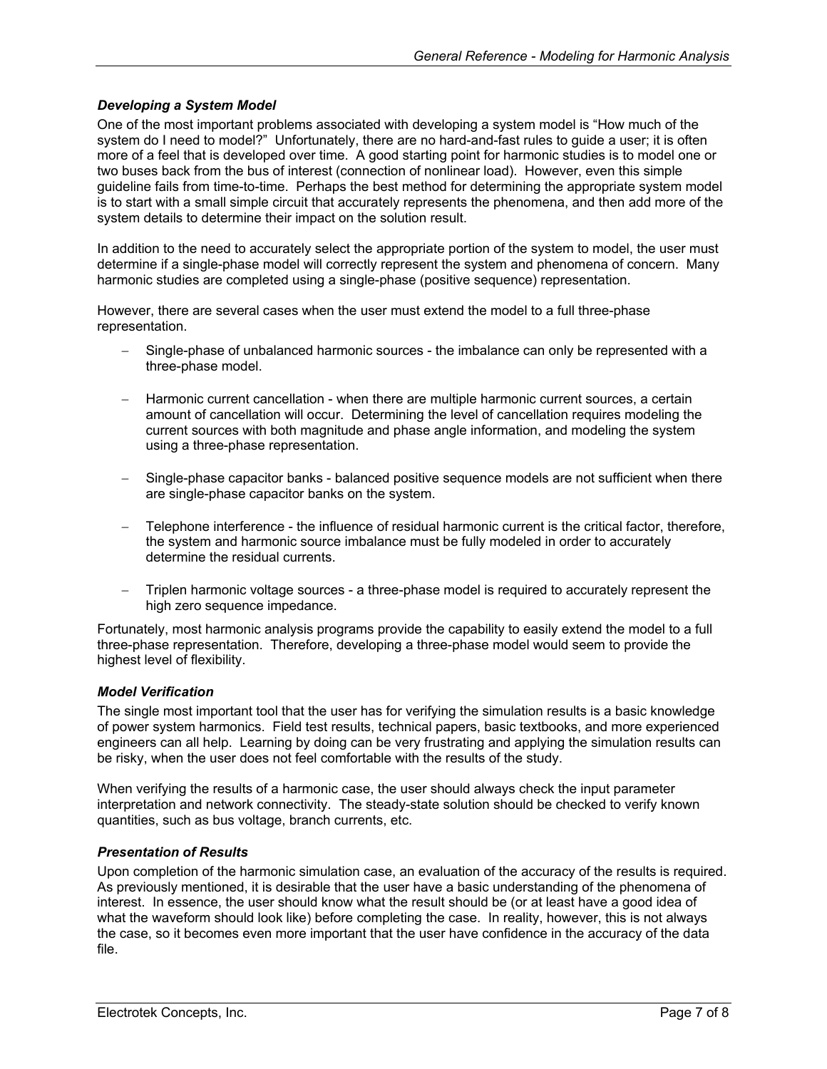### *Developing a System Model*

One of the most important problems associated with developing a system model is "How much of the system do I need to model?" Unfortunately, there are no hard-and-fast rules to guide a user; it is often more of a feel that is developed over time. A good starting point for harmonic studies is to model one or two buses back from the bus of interest (connection of nonlinear load). However, even this simple guideline fails from time-to-time. Perhaps the best method for determining the appropriate system model is to start with a small simple circuit that accurately represents the phenomena, and then add more of the system details to determine their impact on the solution result.

In addition to the need to accurately select the appropriate portion of the system to model, the user must determine if a single-phase model will correctly represent the system and phenomena of concern. Many harmonic studies are completed using a single-phase (positive sequence) representation.

However, there are several cases when the user must extend the model to a full three-phase representation.

- Single-phase of unbalanced harmonic sources - the imbalance can only be represented with a three-phase model.
- Harmonic current cancellation - when there are multiple harmonic current sources, a certain amount of cancellation will occur. Determining the level of cancellation requires modeling the current sources with both magnitude and phase angle information, and modeling the system using a three-phase representation.
- Single-phase capacitor banks - balanced positive sequence models are not sufficient when there are single-phase capacitor banks on the system.
- Telephone interference - the influence of residual harmonic current is the critical factor, therefore, the system and harmonic source imbalance must be fully modeled in order to accurately determine the residual currents.
- Triplen harmonic voltage sources - a three-phase model is required to accurately represent the high zero sequence impedance.

Fortunately, most harmonic analysis programs provide the capability to easily extend the model to a full three-phase representation. Therefore, developing a three-phase model would seem to provide the highest level of flexibility.

### *Model Verification*

The single most important tool that the user has for verifying the simulation results is a basic knowledge of power system harmonics. Field test results, technical papers, basic textbooks, and more experienced engineers can all help. Learning by doing can be very frustrating and applying the simulation results can be risky, when the user does not feel comfortable with the results of the study.

When verifying the results of a harmonic case, the user should always check the input parameter interpretation and network connectivity. The steady-state solution should be checked to verify known quantities, such as bus voltage, branch currents, etc.

### *Presentation of Results*

Upon completion of the harmonic simulation case, an evaluation of the accuracy of the results is required. As previously mentioned, it is desirable that the user have a basic understanding of the phenomena of interest. In essence, the user should know what the result should be (or at least have a good idea of what the waveform should look like) before completing the case. In reality, however, this is not always the case, so it becomes even more important that the user have confidence in the accuracy of the data file.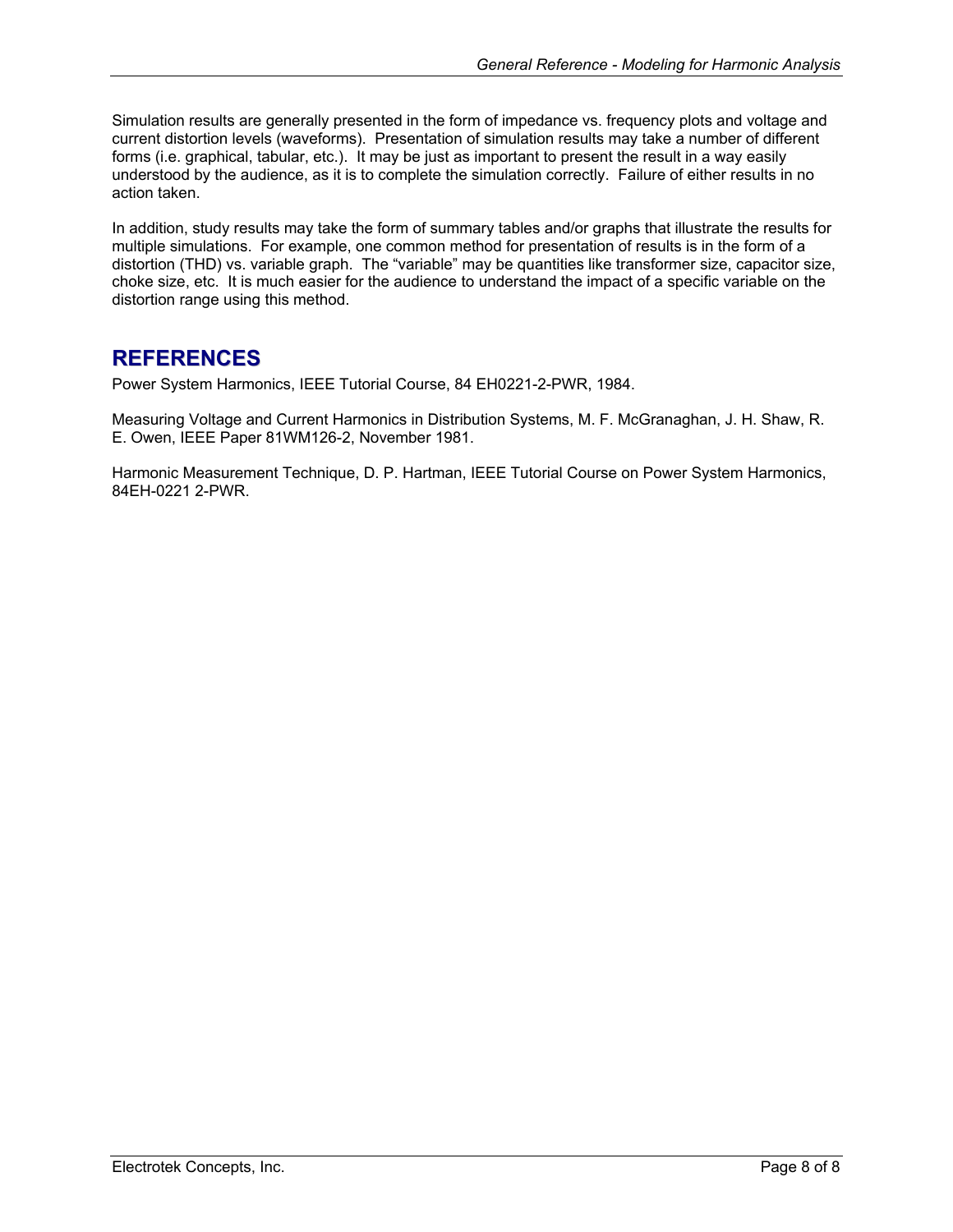Simulation results are generally presented in the form of impedance vs. frequency plots and voltage and current distortion levels (waveforms). Presentation of simulation results may take a number of different forms (i.e. graphical, tabular, etc.). It may be just as important to present the result in a way easily understood by the audience, as it is to complete the simulation correctly. Failure of either results in no action taken.

In addition, study results may take the form of summary tables and/or graphs that illustrate the results for multiple simulations. For example, one common method for presentation of results is in the form of a distortion (THD) vs. variable graph. The “variable” may be quantities like transformer size, capacitor size, choke size, etc. It is much easier for the audience to understand the impact of a specific variable on the distortion range using this method.

## REFERENCES

Power System Harmonics, IEEE Tutorial Course, 84 EH0221-2-PWR, 1984.

Measuring Voltage and Current Harmonics in Distribution Systems, M. F. McGranaghan, J. H. Shaw, R. E. Owen, IEEE Paper 81WM126-2, November 1981.

Harmonic Measurement Technique, D. P. Hartman, IEEE Tutorial Course on Power System Harmonics, 84EH-0221 2-PWR.